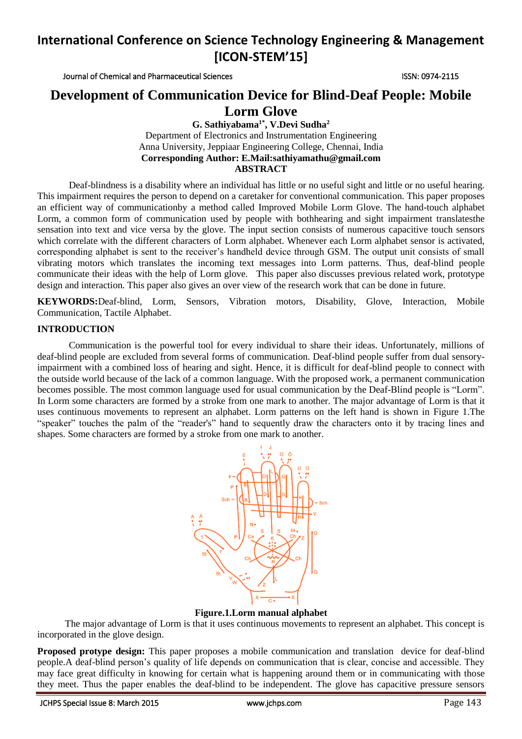# International Conference on Science Technology Engineering & Management [ICON-STEM'15]

Journal of Chemical and Pharmaceutical Sciences ISSN: 0974-2115

## Development of Communication Device for Blind-Deaf People: Mobile Lorm Glove

**G. Sathiyabama[1*], V.Devi Sudha[2]**

Department of Electronics and Instrumentation Engineering
Anna University, Jeppiaar Engineering College, Chennai, India
**Corresponding Author: E.Mail:sathiyamathu@gmail.com**

### ABSTRACT

Deaf-blindness is a disability where an individual has little or no useful sight and little or no useful hearing. This impairment requires the person to depend on a caretaker for conventional communication. This paper proposes an efficient way of communicationby a method called Improved Mobile Lorm Glove. The hand-touch alphabet Lorm, a common form of communication used by people with bothhearing and sight impairment translatesthe sensation into text and vice versa by the glove. The input section consists of numerous capacitive touch sensors which correlate with the different characters of Lorm alphabet. Whenever each Lorm alphabet sensor is activated, corresponding alphabet is sent to the receiver's handheld device through GSM. The output unit consists of small vibrating motors which translates the incoming text messages into Lorm patterns. Thus, deaf-blind people communicate their ideas with the help of Lorm glove. This paper also discusses previous related work, prototype design and interaction. This paper also gives an over view of the research work that can be done in future.

**KEYWORDS:**Deaf-blind, Lorm, Sensors, Vibration motors, Disability, Glove, Interaction, Mobile Communication, Tactile Alphabet.

### INTRODUCTION

Communication is the powerful tool for every individual to share their ideas. Unfortunately, millions of deaf-blind people are excluded from several forms of communication. Deaf-blind people suffer from dual sensory-impairment with a combined loss of hearing and sight. Hence, it is difficult for deaf-blind people to connect with the outside world because of the lack of a common language. With the proposed work, a permanent communication becomes possible. The most common language used for usual communication by the Deaf-Blind people is "Lorm". In Lorm some characters are formed by a stroke from one mark to another. The major advantage of Lorm is that it uses continuous movements to represent an alphabet. Lorm patterns on the left hand is shown in Figure 1.The "speaker" touches the palm of the "reader's" hand to sequently draw the characters onto it by tracing lines and shapes. Some characters are formed by a stroke from one mark to another.

**Figure.1.Lorm manual alphabet**

The major advantage of Lorm is that it uses continuous movements to represent an alphabet. This concept is incorporated in the glove design.

**Proposed protype design:** This paper proposes a mobile communication and translation device for deaf-blind people.A deaf-blind person's quality of life depends on communication that is clear, concise and accessible. They may face great difficulty in knowing for certain what is happening around them or in communicating with those they meet. Thus the paper enables the deaf-blind to be independent. The glove has capacitive pressure sensors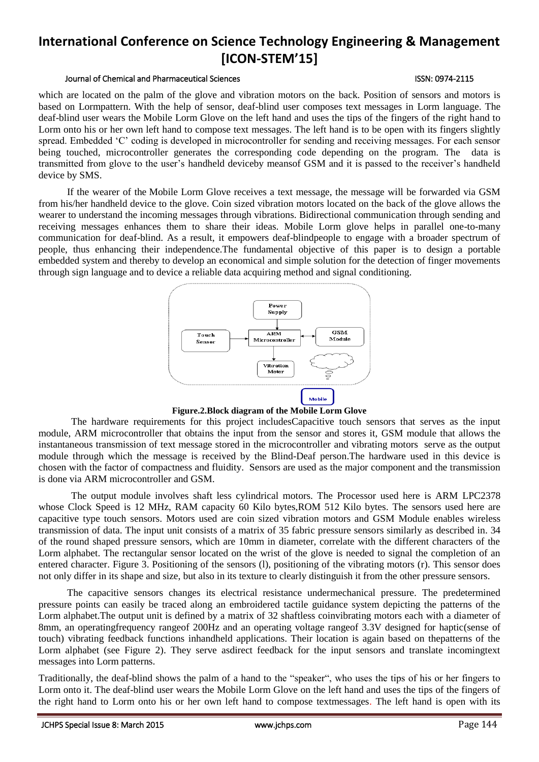which are located on the palm of the glove and vibration motors on the back. Position of sensors and motors is based on Lormpattern. With the help of sensor, deaf-blind user composes text messages in Lorm language. The deaf-blind user wears the Mobile Lorm Glove on the left hand and uses the tips of the fingers of the right hand to Lorm onto his or her own left hand to compose text messages. The left hand is to be open with its fingers slightly spread. Embedded 'C' coding is developed in microcontroller for sending and receiving messages. For each sensor being touched, microcontroller generates the corresponding code depending on the program. The data is transmitted from glove to the user's handheld deviceby meansof GSM and it is passed to the receiver's handheld device by SMS.

If the wearer of the Mobile Lorm Glove receives a text message, the message will be forwarded via GSM from his/her handheld device to the glove. Coin sized vibration motors located on the back of the glove allows the wearer to understand the incoming messages through vibrations. Bidirectional communication through sending and receiving messages enhances them to share their ideas. Mobile Lorm glove helps in parallel one-to-many communication for deaf-blind. As a result, it empowers deaf-blindpeople to engage with a broader spectrum of people, thus enhancing their independence.The fundamental objective of this paper is to design a portable embedded system and thereby to develop an economical and simple solution for the detection of finger movements through sign language and to device a reliable data acquiring method and signal conditioning.

**Figure.2.Block diagram of the Mobile Lorm Glove**

The hardware requirements for this project includesCapacitive touch sensors that serves as the input module, ARM microcontroller that obtains the input from the sensor and stores it, GSM module that allows the instantaneous transmission of text message stored in the microcontroller and vibrating motors serve as the output module through which the message is received by the Blind-Deaf person.The hardware used in this device is chosen with the factor of compactness and fluidity. Sensors are used as the major component and the transmission is done via ARM microcontroller and GSM.

The output module involves shaft less cylindrical motors. The Processor used here is ARM LPC2378 whose Clock Speed is 12 MHz, RAM capacity 60 Kilo bytes,ROM 512 Kilo bytes. The sensors used here are capacitive type touch sensors. Motors used are coin sized vibration motors and GSM Module enables wireless transmission of data. The input unit consists of a matrix of 35 fabric pressure sensors similarly as described in. 34 of the round shaped pressure sensors, which are 10mm in diameter, correlate with the different characters of the Lorm alphabet. The rectangular sensor located on the wrist of the glove is needed to signal the completion of an entered character. Figure 3. Positioning of the sensors (l), positioning of the vibrating motors (r). This sensor does not only differ in its shape and size, but also in its texture to clearly distinguish it from the other pressure sensors.

The capacitive sensors changes its electrical resistance undermechanical pressure. The predetermined pressure points can easily be traced along an embroidered tactile guidance system depicting the patterns of the Lorm alphabet.The output unit is defined by a matrix of 32 shaftless coinvibrating motors each with a diameter of 8mm, an operatingfrequency rangeof 200Hz and an operating voltage rangeof 3.3V designed for haptic(sense of touch) vibrating feedback functions inhandheld applications. Their location is again based on thepatterns of the Lorm alphabet (see Figure 2). They serve asdirect feedback for the input sensors and translate incomingtext messages into Lorm patterns.

Traditionally, the deaf-blind shows the palm of a hand to the "speaker", who uses the tips of his or her fingers to Lorm onto it. The deaf-blind user wears the Mobile Lorm Glove on the left hand and uses the tips of the fingers of the right hand to Lorm onto his or her own left hand to compose textmessages. The left hand is open with its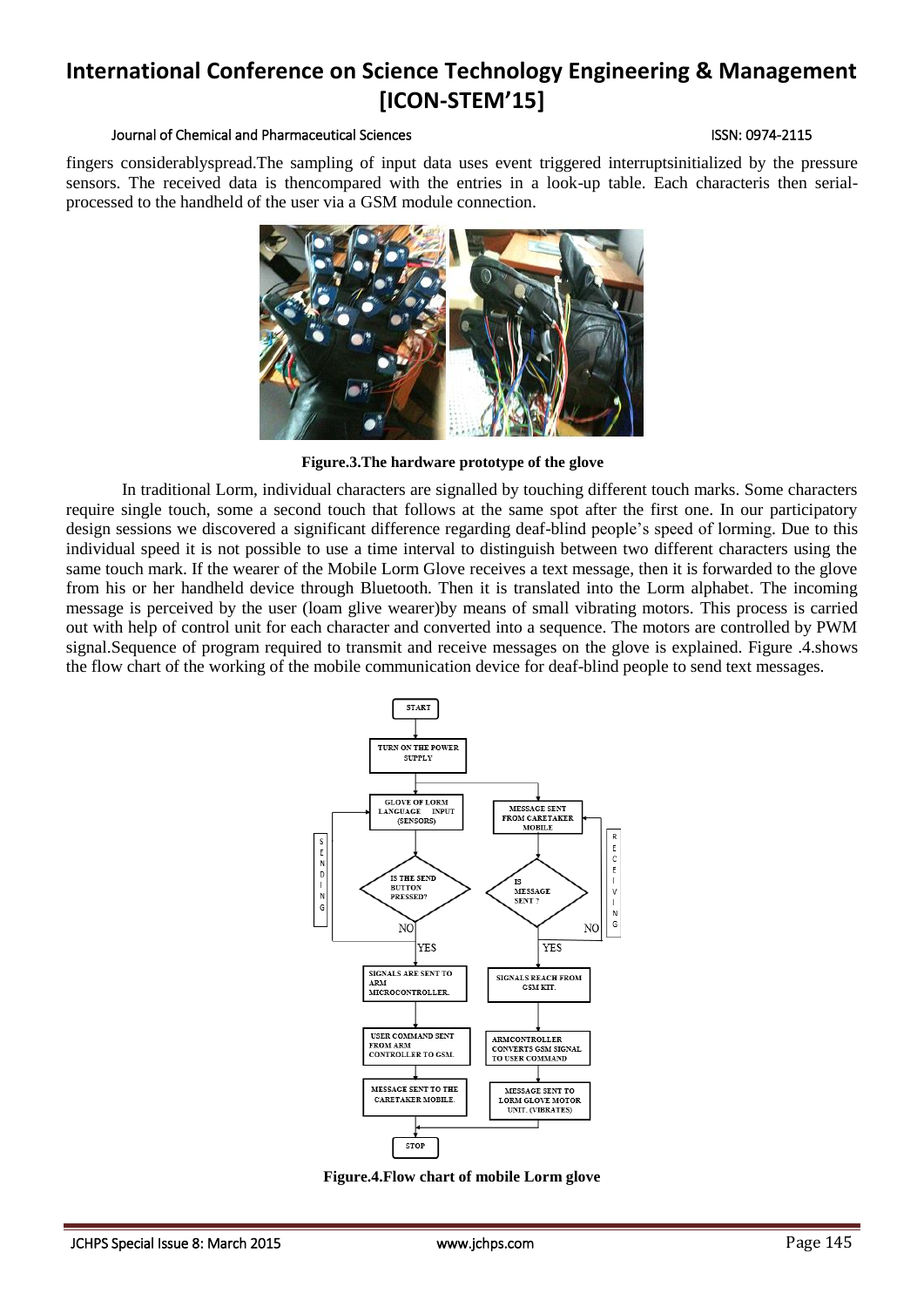fingers considerablyspread.The sampling of input data uses event triggered interruptsinitialized by the pressure sensors. The received data is thencompared with the entries in a look-up table. Each characteris then serial-processed to the handheld of the user via a GSM module connection.

**Figure.3.The hardware prototype of the glove**

In traditional Lorm, individual characters are signalled by touching different touch marks. Some characters require single touch, some a second touch that follows at the same spot after the first one. In our participatory design sessions we discovered a significant difference regarding deaf-blind people's speed of lorming. Due to this individual speed it is not possible to use a time interval to distinguish between two different characters using the same touch mark. If the wearer of the Mobile Lorm Glove receives a text message, then it is forwarded to the glove from his or her handheld device through Bluetooth. Then it is translated into the Lorm alphabet. The incoming message is perceived by the user (loam glive wearer)by means of small vibrating motors. This process is carried out with help of control unit for each character and converted into a sequence. The motors are controlled by PWM signal.Sequence of program required to transmit and receive messages on the glove is explained. Figure .4.shows the flow chart of the working of the mobile communication device for deaf-blind people to send text messages.

**Figure.4.Flow chart of mobile Lorm glove**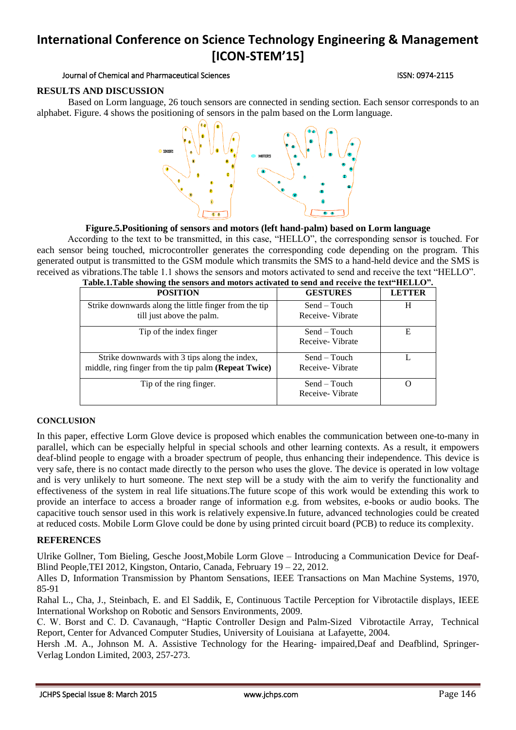## RESULTS AND DISCUSSION

Based on Lorm language, 26 touch sensors are connected in sending section. Each sensor corresponds to an alphabet. Figure. 4 shows the positioning of sensors in the palm based on the Lorm language.

SENSORS

MOTORS

**Figure.5.Positioning of sensors and motors (left hand-palm) based on Lorm language**

According to the text to be transmitted, in this case, "HELLO", the corresponding sensor is touched. For each sensor being touched, microcontroller generates the corresponding code depending on the program. This generated output is transmitted to the GSM module which transmits the SMS to a hand-held device and the SMS is received as vibrations.The table 1.1 shows the sensors and motors activated to send and receive the text "HELLO".

**Table.1.Table showing the sensors and motors activated to send and receive the text"HELLO".**

| POSITION | GESTURES | LETTER |
|---|---|---|
| Strike downwards along the little finger from the tip till just above the palm. | Send – Touch<br>Receive- Vibrate | H |
| Tip of the index finger | Send – Touch<br>Receive- Vibrate | E |
| Strike downwards with 3 tips along the index, middle, ring finger from the tip palm **(Repeat Twice)** | Send – Touch<br>Receive- Vibrate | L |
| Tip of the ring finger. | Send – Touch<br>Receive- Vibrate | O |

## CONCLUSION

In this paper, effective Lorm Glove device is proposed which enables the communication between one-to-many in parallel, which can be especially helpful in special schools and other learning contexts. As a result, it empowers deaf-blind people to engage with a broader spectrum of people, thus enhancing their independence. This device is very safe, there is no contact made directly to the person who uses the glove. The device is operated in low voltage and is very unlikely to hurt someone. The next step will be a study with the aim to verify the functionality and effectiveness of the system in real life situations.The future scope of this work would be extending this work to provide an interface to access a broader range of information e.g. from websites, e-books or audio books. The capacitive touch sensor used in this work is relatively expensive.In future, advanced technologies could be created at reduced costs. Mobile Lorm Glove could be done by using printed circuit board (PCB) to reduce its complexity.

## REFERENCES

Ulrike Gollner, Tom Bieling, Gesche Joost,Mobile Lorm Glove – Introducing a Communication Device for Deaf-Blind People,TEI 2012, Kingston, Ontario, Canada, February 19 – 22, 2012.

Alles D, Information Transmission by Phantom Sensations, IEEE Transactions on Man Machine Systems, 1970, 85-91

Rahal L., Cha, J., Steinbach, E. and El Saddik, E, Continuous Tactile Perception for Vibrotactile displays, IEEE International Workshop on Robotic and Sensors Environments, 2009.

C. W. Borst and C. D. Cavanaugh, "Haptic Controller Design and Palm-Sized Vibrotactile Array, Technical Report, Center for Advanced Computer Studies, University of Louisiana at Lafayette, 2004.

Hersh .M. A., Johnson M. A. Assistive Technology for the Hearing- impaired,Deaf and Deafblind, Springer-Verlag London Limited, 2003, 257-273.